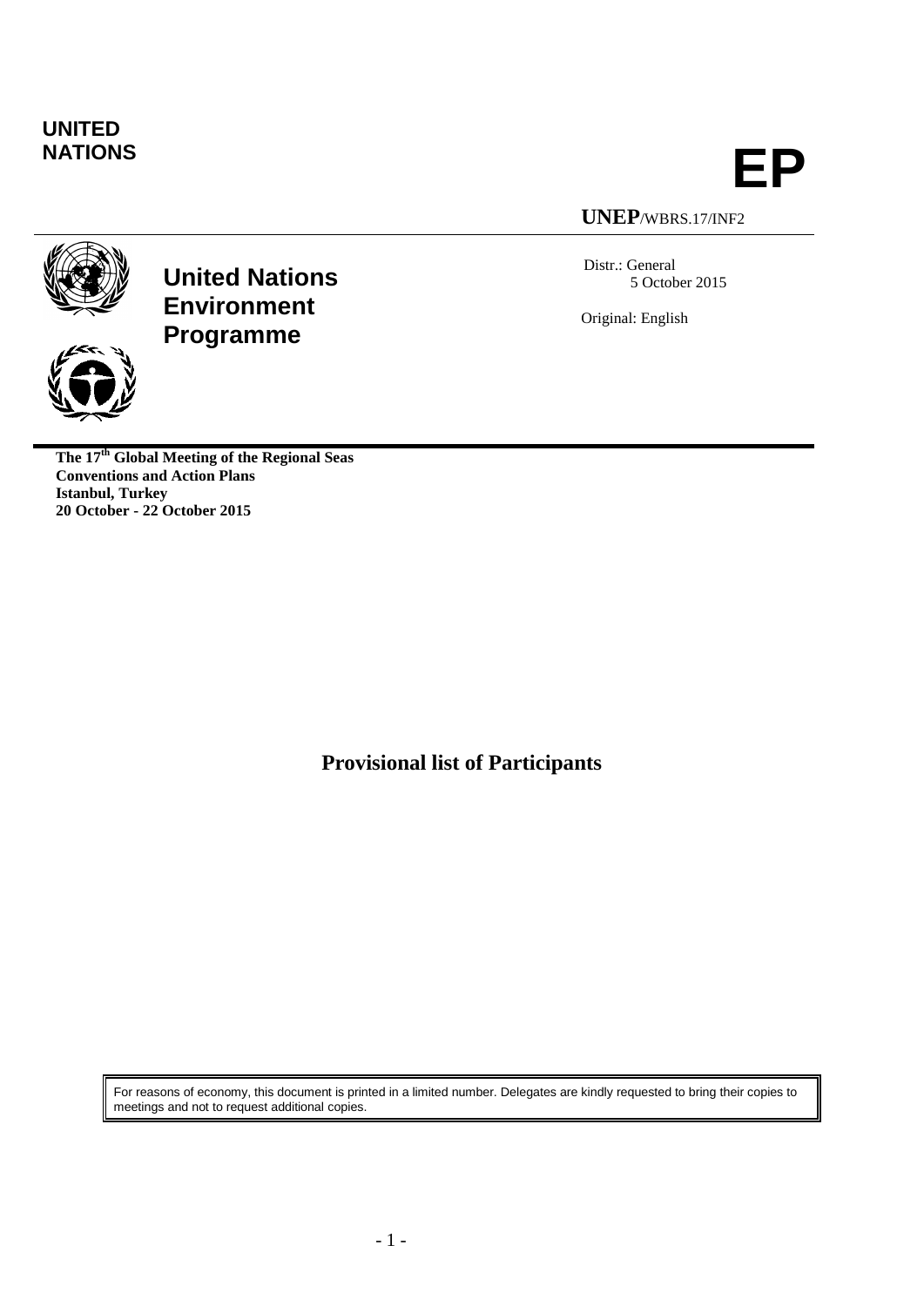**UNITED NATIONS**

# EP

**UNEP**/WBRS.17/INF2

**United Nations Environment Programme**

Distr.: General
5 October 2015

Original: English

**The 17th Global Meeting of the Regional Seas Conventions and Action Plans**
**Istanbul, Turkey**
**20 October - 22 October 2015**

## Provisional list of Participants

For reasons of economy, this document is printed in a limited number. Delegates are kindly requested to bring their copies to meetings and not to request additional copies.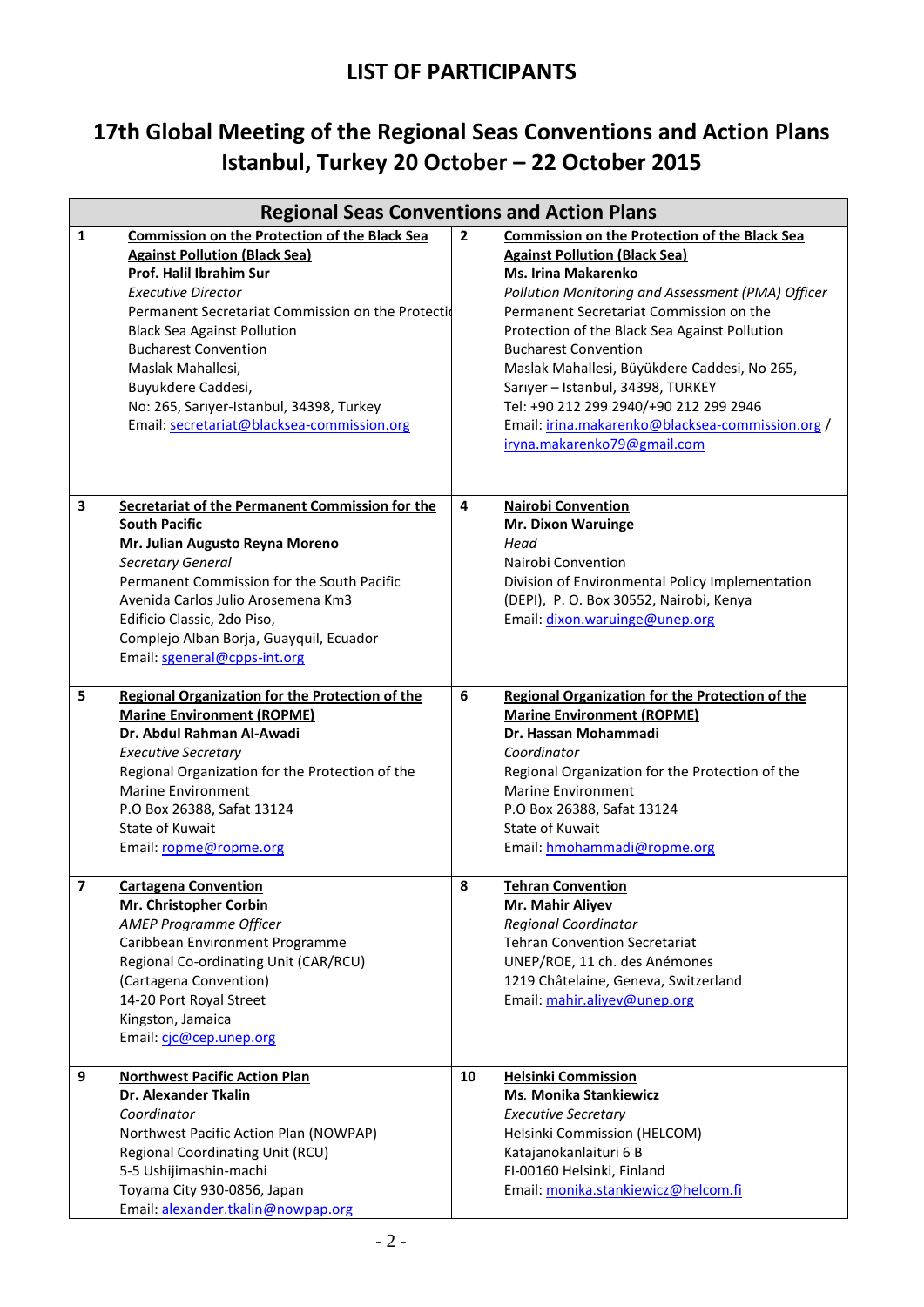# LIST OF PARTICIPANTS

## 17th Global Meeting of the Regional Seas Conventions and Action Plans Istanbul, Turkey 20 October – 22 October 2015

| Regional Seas Conventions and Action Plans | | | |
|---|---|---|---|
| **1** | **Commission on the Protection of the Black Sea Against Pollution (Black Sea)**<br>**Prof. Halil Ibrahim Sur**<br>*Executive Director*<br>Permanent Secretariat Commission on the Protectio<br>Black Sea Against Pollution<br>Bucharest Convention<br>Maslak Mahallesi,<br>Buyukdere Caddesi,<br>No: 265, Sarıyer-Istanbul, 34398, Turkey<br>Email: secretariat@blacksea-commission.org | **2** | **Commission on the Protection of the Black Sea Against Pollution (Black Sea)**<br>**Ms. Irina Makarenko**<br>*Pollution Monitoring and Assessment (PMA) Officer*<br>Permanent Secretariat Commission on the Protection of the Black Sea Against Pollution<br>Bucharest Convention<br>Maslak Mahallesi, Büyükdere Caddesi, No 265, Sarıyer – Istanbul, 34398, TURKEY<br>Tel: +90 212 299 2940/+90 212 299 2946<br>Email: irina.makarenko@blacksea-commission.org / iryna.makarenko79@gmail.com |
| **3** | **Secretariat of the Permanent Commission for the South Pacific**<br>**Mr. Julian Augusto Reyna Moreno**<br>*Secretary General*<br>Permanent Commission for the South Pacific<br>Avenida Carlos Julio Arosemena Km3<br>Edificio Classic, 2do Piso,<br>Complejo Alban Borja, Guayquil, Ecuador<br>Email: sgeneral@cpps-int.org | **4** | **Nairobi Convention**<br>**Mr. Dixon Waruinge**<br>*Head*<br>Nairobi Convention<br>Division of Environmental Policy Implementation (DEPI), P. O. Box 30552, Nairobi, Kenya<br>Email: dixon.waruinge@unep.org |
| **5** | **Regional Organization for the Protection of the Marine Environment (ROPME)**<br>**Dr. Abdul Rahman Al-Awadi**<br>*Executive Secretary*<br>Regional Organization for the Protection of the Marine Environment<br>P.O Box 26388, Safat 13124<br>State of Kuwait<br>Email: ropme@ropme.org | **6** | **Regional Organization for the Protection of the Marine Environment (ROPME)**<br>**Dr. Hassan Mohammadi**<br>*Coordinator*<br>Regional Organization for the Protection of the Marine Environment<br>P.O Box 26388, Safat 13124<br>State of Kuwait<br>Email: hmohammadi@ropme.org |
| **7** | **Cartagena Convention**<br>**Mr. Christopher Corbin**<br>*AMEP Programme Officer*<br>Caribbean Environment Programme<br>Regional Co-ordinating Unit (CAR/RCU)<br>(Cartagena Convention)<br>14-20 Port Royal Street<br>Kingston, Jamaica<br>Email: cjc@cep.unep.org | **8** | **Tehran Convention**<br>**Mr. Mahir Aliyev**<br>*Regional Coordinator*<br>Tehran Convention Secretariat<br>UNEP/ROE, 11 ch. des Anémones<br>1219 Châtelaine, Geneva, Switzerland<br>Email: mahir.aliyev@unep.org |
| **9** | **Northwest Pacific Action Plan**<br>**Dr. Alexander Tkalin**<br>*Coordinator*<br>Northwest Pacific Action Plan (NOWPAP)<br>Regional Coordinating Unit (RCU)<br>5-5 Ushijimashin-machi<br>Toyama City 930-0856, Japan<br>Email: alexander.tkalin@nowpap.org | **10** | **Helsinki Commission**<br>**Ms. Monika Stankiewicz**<br>*Executive Secretary*<br>Helsinki Commission (HELCOM)<br>Katajanokanlaituri 6 B<br>FI-00160 Helsinki, Finland<br>Email: monika.stankiewicz@helcom.fi |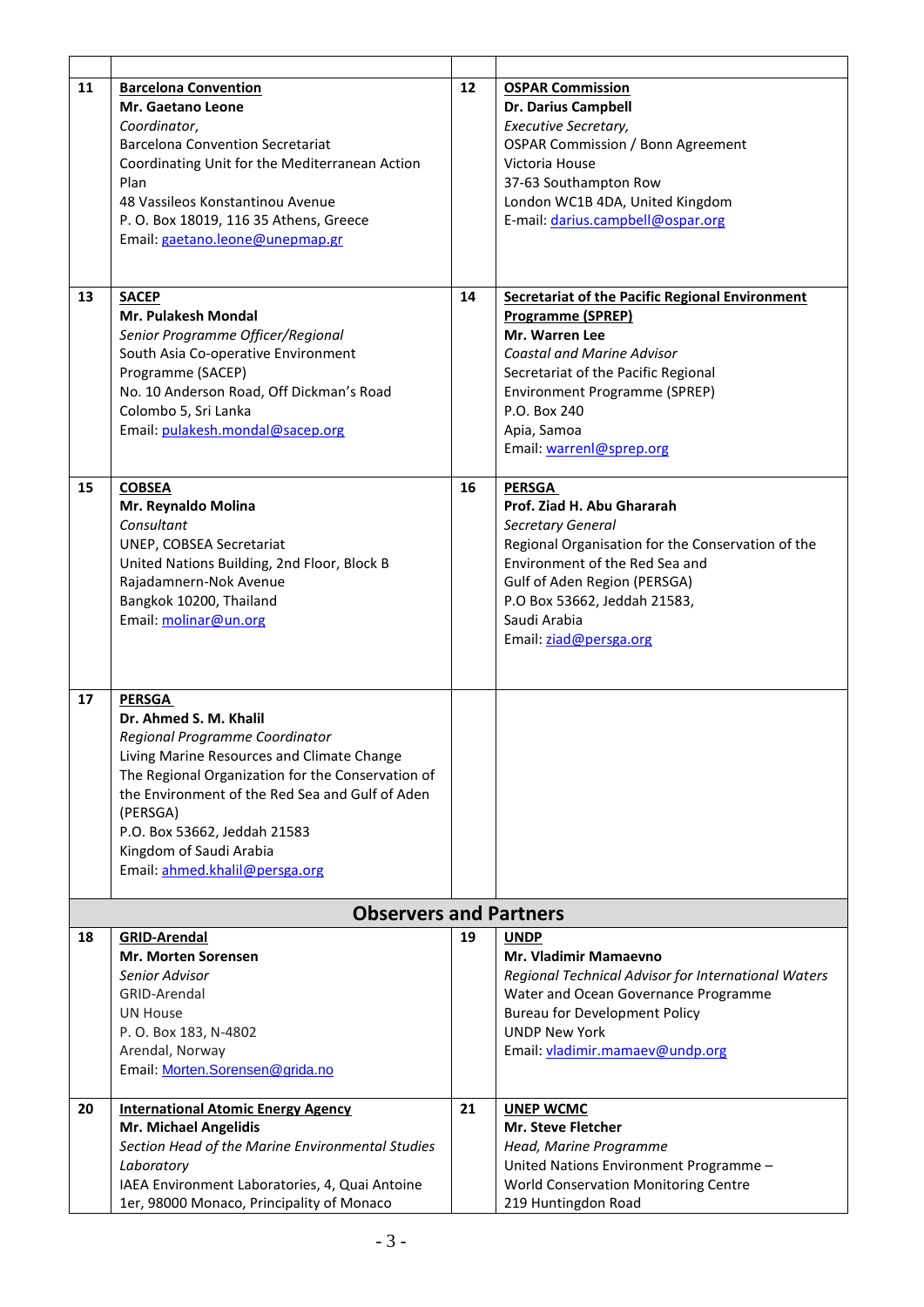| | | | |
|---|---|---|---|
| 11 | **Barcelona Convention**<br>**Mr. Gaetano Leone**<br>*Coordinator*,<br>Barcelona Convention Secretariat<br>Coordinating Unit for the Mediterranean Action Plan<br>48 Vassileos Konstantinou Avenue<br>P. O. Box 18019, 116 35 Athens, Greece<br>Email: gaetano.leone@unepmap.gr | 12 | **OSPAR Commission**<br>**Dr. Darius Campbell**<br>*Executive Secretary,*<br>OSPAR Commission / Bonn Agreement<br>Victoria House<br>37-63 Southampton Row<br>London WC1B 4DA, United Kingdom<br>E-mail: darius.campbell@ospar.org |
| 13 | **SACEP**<br>**Mr. Pulakesh Mondal**<br>*Senior Programme Officer/Regional*<br>South Asia Co-operative Environment Programme (SACEP)<br>No. 10 Anderson Road, Off Dickman's Road<br>Colombo 5, Sri Lanka<br>Email: pulakesh.mondal@sacep.org | 14 | **Secretariat of the Pacific Regional Environment Programme (SPREP)**<br>**Mr. Warren Lee**<br>*Coastal and Marine Advisor*<br>Secretariat of the Pacific Regional Environment Programme (SPREP)<br>P.O. Box 240<br>Apia, Samoa<br>Email: warrenl@sprep.org |
| 15 | **COBSEA**<br>**Mr. Reynaldo Molina**<br>*Consultant*<br>UNEP, COBSEA Secretariat<br>United Nations Building, 2nd Floor, Block B<br>Rajadamnern-Nok Avenue<br>Bangkok 10200, Thailand<br>Email: molinar@un.org | 16 | **PERSGA**<br>**Prof. Ziad H. Abu Ghararah**<br>*Secretary General*<br>Regional Organisation for the Conservation of the Environment of the Red Sea and Gulf of Aden Region (PERSGA)<br>P.O Box 53662, Jeddah 21583,<br>Saudi Arabia<br>Email: ziad@persga.org |
| 17 | **PERSGA**<br>**Dr. Ahmed S. M. Khalil**<br>*Regional Programme Coordinator*<br>Living Marine Resources and Climate Change<br>The Regional Organization for the Conservation of the Environment of the Red Sea and Gulf of Aden (PERSGA)<br>P.O. Box 53662, Jeddah 21583<br>Kingdom of Saudi Arabia<br>Email: ahmed.khalil@persga.org | | |
| | **Observers and Partners** | | |
| 18 | **GRID-Arendal**<br>**Mr. Morten Sorensen**<br>*Senior Advisor*<br>GRID-Arendal<br>UN House<br>P. O. Box 183, N-4802<br>Arendal, Norway<br>Email: Morten.Sorensen@grida.no | 19 | **UNDP**<br>**Mr. Vladimir Mamaevno**<br>*Regional Technical Advisor for International Waters*<br>Water and Ocean Governance Programme<br>Bureau for Development Policy<br>UNDP New York<br>Email: vladimir.mamaev@undp.org |
| 20 | **International Atomic Energy Agency**<br>**Mr. Michael Angelidis**<br>*Section Head of the Marine Environmental Studies Laboratory*<br>IAEA Environment Laboratories, 4, Quai Antoine 1er, 98000 Monaco, Principality of Monaco | 21 | **UNEP WCMC**<br>**Mr. Steve Fletcher**<br>*Head, Marine Programme*<br>United Nations Environment Programme – World Conservation Monitoring Centre<br>219 Huntingdon Road |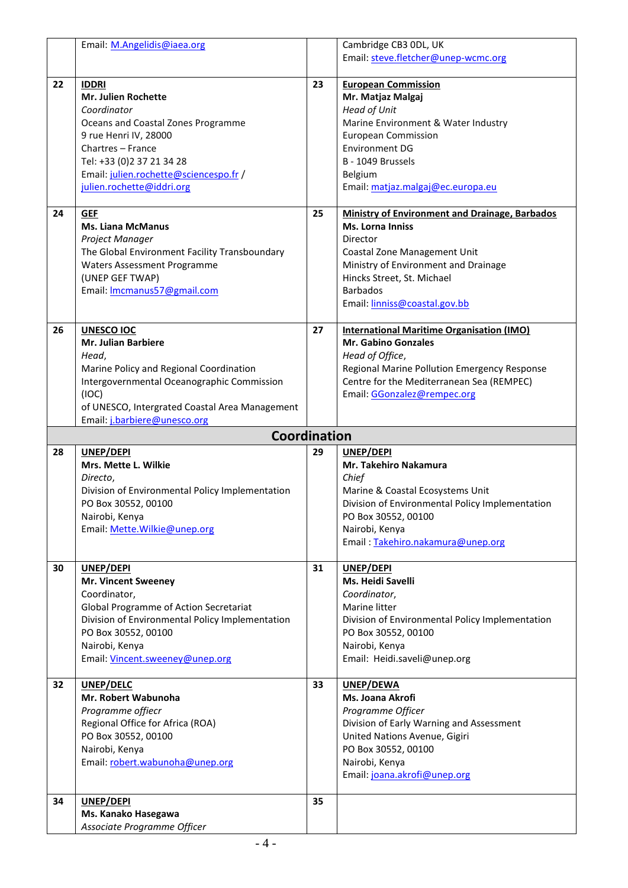| | | | |
|---|---|---|---|
| | Email: M.Angelidis@iaea.org | | Cambridge CB3 0DL, UK<br>Email: steve.fletcher@unep-wcmc.org |
| 22 | **IDDRI**<br>**Mr. Julien Rochette**<br>*Coordinator*<br>Oceans and Coastal Zones Programme<br>9 rue Henri IV, 28000<br>Chartres – France<br>Tel: +33 (0)2 37 21 34 28<br>Email: julien.rochette@sciencespo.fr / julien.rochette@iddri.org | 23 | **European Commission**<br>**Mr. Matjaz Malgaj**<br>*Head of Unit*<br>Marine Environment & Water Industry<br>European Commission<br>Environment DG<br>B - 1049 Brussels<br>Belgium<br>Email: matjaz.malgaj@ec.europa.eu |
| 24 | **GEF**<br>**Ms. Liana McManus**<br>*Project Manager*<br>The Global Environment Facility Transboundary Waters Assessment Programme<br>(UNEP GEF TWAP)<br>Email: lmcmanus57@gmail.com | 25 | **Ministry of Environment and Drainage, Barbados**<br>**Ms. Lorna Inniss**<br>Director<br>Coastal Zone Management Unit<br>Ministry of Environment and Drainage<br>Hincks Street, St. Michael<br>Barbados<br>Email: linniss@coastal.gov.bb |
| 26 | **UNESCO IOC**<br>**Mr. Julian Barbiere**<br>*Head*,<br>Marine Policy and Regional Coordination<br>Intergovernmental Oceanographic Commission (IOC)<br>of UNESCO, Intergrated Coastal Area Management<br>Email: j.barbiere@unesco.org | 27 | **International Maritime Organisation (IMO)**<br>**Mr. Gabino Gonzales**<br>*Head of Office*,<br>Regional Marine Pollution Emergency Response Centre for the Mediterranean Sea (REMPEC)<br>Email: GGonzalez@rempec.org |
| | **Coordination** | | |
| 28 | **UNEP/DEPI**<br>**Mrs. Mette L. Wilkie**<br>*Directo*,<br>Division of Environmental Policy Implementation<br>PO Box 30552, 00100<br>Nairobi, Kenya<br>Email: Mette.Wilkie@unep.org | 29 | **UNEP/DEPI**<br>**Mr. Takehiro Nakamura**<br>*Chief*<br>Marine & Coastal Ecosystems Unit<br>Division of Environmental Policy Implementation<br>PO Box 30552, 00100<br>Nairobi, Kenya<br>Email : Takehiro.nakamura@unep.org |
| 30 | **UNEP/DEPI**<br>**Mr. Vincent Sweeney**<br>Coordinator,<br>Global Programme of Action Secretariat<br>Division of Environmental Policy Implementation<br>PO Box 30552, 00100<br>Nairobi, Kenya<br>Email: Vincent.sweeney@unep.org | 31 | **UNEP/DEPI**<br>**Ms. Heidi Savelli**<br>*Coordinator*,<br>Marine litter<br>Division of Environmental Policy Implementation<br>PO Box 30552, 00100<br>Nairobi, Kenya<br>Email: Heidi.saveli@unep.org |
| 32 | **UNEP/DELC**<br>**Mr. Robert Wabunoha**<br>*Programme officer*<br>Regional Office for Africa (ROA)<br>PO Box 30552, 00100<br>Nairobi, Kenya<br>Email: robert.wabunoha@unep.org | 33 | **UNEP/DEWA**<br>**Ms. Joana Akrofi**<br>*Programme Officer*<br>Division of Early Warning and Assessment<br>United Nations Avenue, Gigiri<br>PO Box 30552, 00100<br>Nairobi, Kenya<br>Email: joana.akrofi@unep.org |
| 34 | **UNEP/DEPI**<br>**Ms. Kanako Hasegawa**<br>*Associate Programme Officer* | 35 | |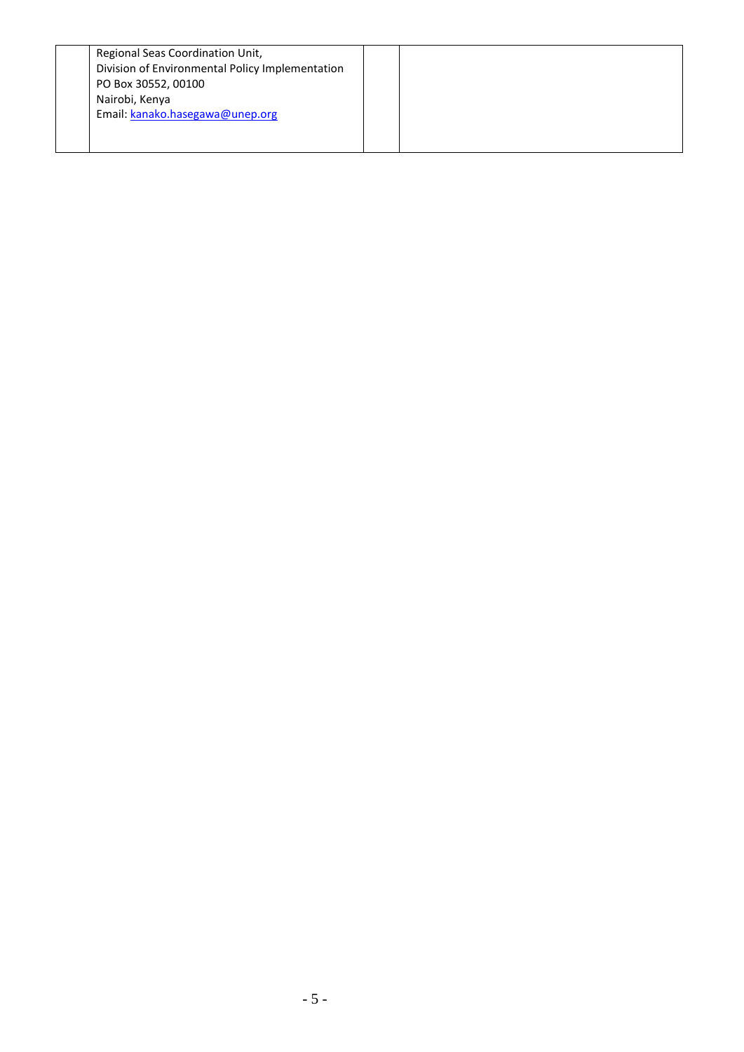| | | | |
|---|---|---|---|
| | Regional Seas Coordination Unit,<br>Division of Environmental Policy Implementation<br>PO Box 30552, 00100<br>Nairobi, Kenya<br>Email: kanako.hasegawa@unep.org | | |